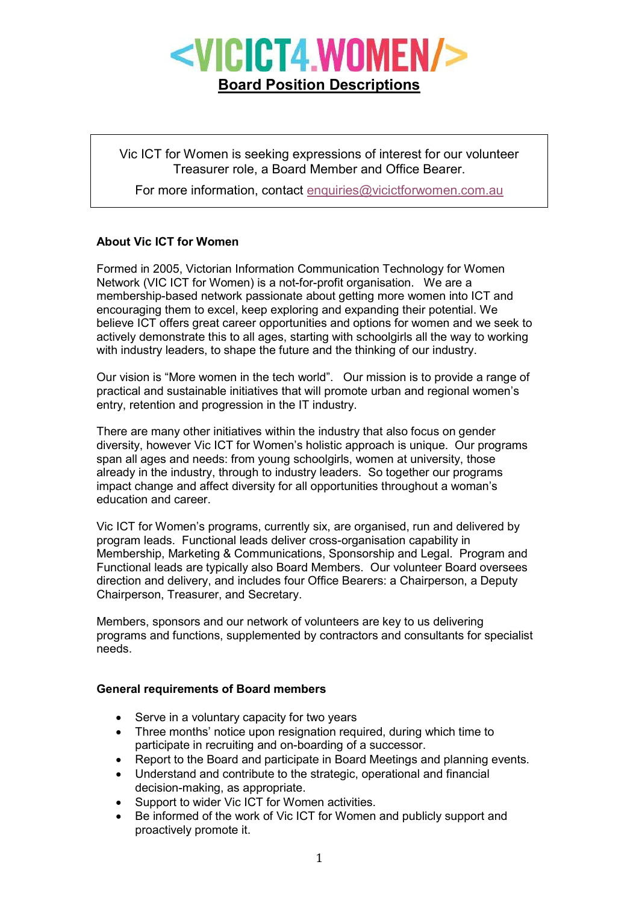# <VICICT4.WOMEN/>

## Board Position Descriptions

Vic ICT for Women is seeking expressions of interest for our volunteer Treasurer role, a Board Member and Office Bearer.

For more information, contact enquiries@vicictforwomen.com.au

### About Vic ICT for Women

Formed in 2005, Victorian Information Communication Technology for Women Network (VIC ICT for Women) is a not-for-profit organisation. We are a membership-based network passionate about getting more women into ICT and encouraging them to excel, keep exploring and expanding their potential. We believe ICT offers great career opportunities and options for women and we seek to actively demonstrate this to all ages, starting with schoolgirls all the way to working with industry leaders, to shape the future and the thinking of our industry.

Our vision is "More women in the tech world". Our mission is to provide a range of practical and sustainable initiatives that will promote urban and regional women's entry, retention and progression in the IT industry.

There are many other initiatives within the industry that also focus on gender diversity, however Vic ICT for Women's holistic approach is unique. Our programs span all ages and needs: from young schoolgirls, women at university, those already in the industry, through to industry leaders. So together our programs impact change and affect diversity for all opportunities throughout a woman's education and career.

Vic ICT for Women's programs, currently six, are organised, run and delivered by program leads. Functional leads deliver cross-organisation capability in Membership, Marketing & Communications, Sponsorship and Legal. Program and Functional leads are typically also Board Members. Our volunteer Board oversees direction and delivery, and includes four Office Bearers: a Chairperson, a Deputy Chairperson, Treasurer, and Secretary.

Members, sponsors and our network of volunteers are key to us delivering programs and functions, supplemented by contractors and consultants for specialist needs.

### General requirements of Board members

- Serve in a voluntary capacity for two years
- Three months' notice upon resignation required, during which time to participate in recruiting and on-boarding of a successor.
- Report to the Board and participate in Board Meetings and planning events.
- Understand and contribute to the strategic, operational and financial decision-making, as appropriate.
- Support to wider Vic ICT for Women activities.
- Be informed of the work of Vic ICT for Women and publicly support and proactively promote it.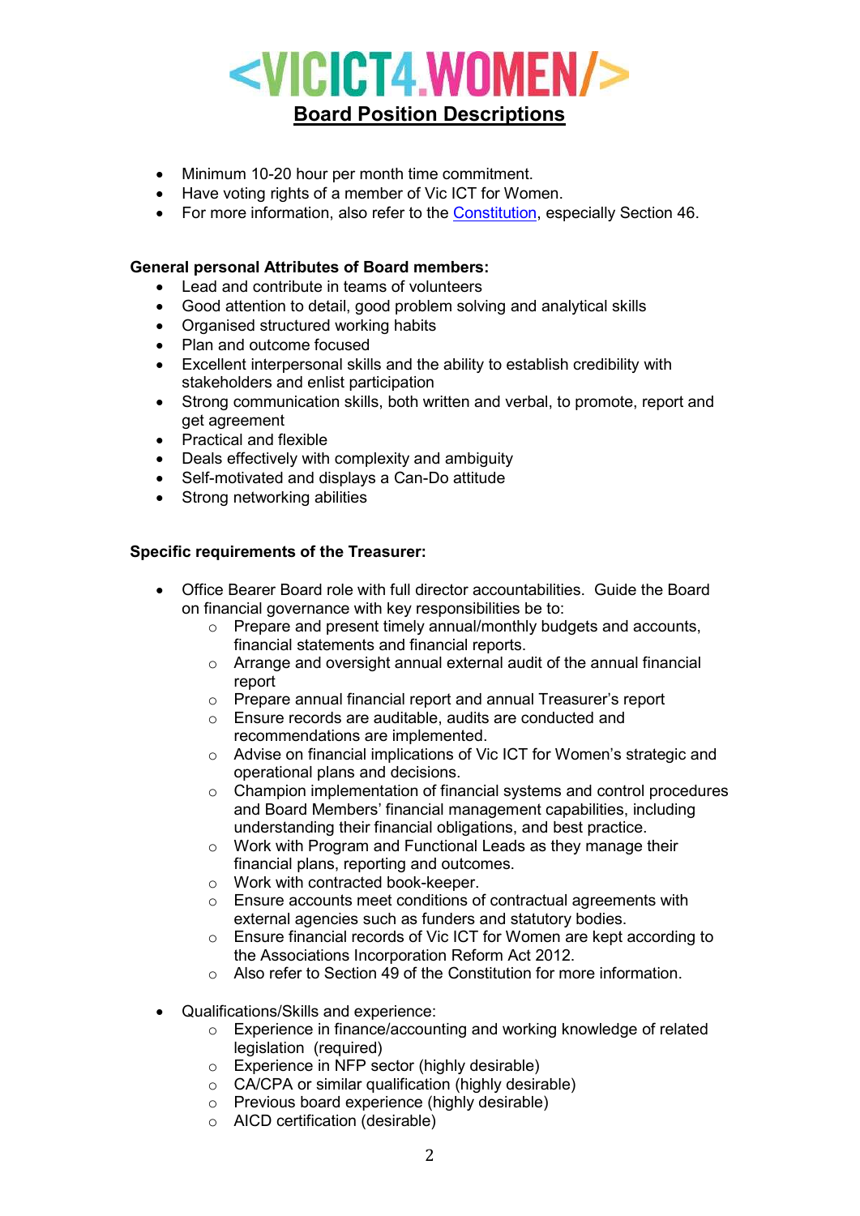# <VICICT4.WOMEN/>

## Board Position Descriptions

- Minimum 10-20 hour per month time commitment.
- Have voting rights of a member of Vic ICT for Women.
- For more information, also refer to the [Constitution](), especially Section 46.

**General personal Attributes of Board members:**

- Lead and contribute in teams of volunteers
- Good attention to detail, good problem solving and analytical skills
- Organised structured working habits
- Plan and outcome focused
- Excellent interpersonal skills and the ability to establish credibility with stakeholders and enlist participation
- Strong communication skills, both written and verbal, to promote, report and get agreement
- Practical and flexible
- Deals effectively with complexity and ambiguity
- Self-motivated and displays a Can-Do attitude
- Strong networking abilities

**Specific requirements of the Treasurer:**

- Office Bearer Board role with full director accountabilities. Guide the Board on financial governance with key responsibilities be to:
  - Prepare and present timely annual/monthly budgets and accounts, financial statements and financial reports.
  - Arrange and oversight annual external audit of the annual financial report
  - Prepare annual financial report and annual Treasurer's report
  - Ensure records are auditable, audits are conducted and recommendations are implemented.
  - Advise on financial implications of Vic ICT for Women's strategic and operational plans and decisions.
  - Champion implementation of financial systems and control procedures and Board Members' financial management capabilities, including understanding their financial obligations, and best practice.
  - Work with Program and Functional Leads as they manage their financial plans, reporting and outcomes.
  - Work with contracted book-keeper.
  - Ensure accounts meet conditions of contractual agreements with external agencies such as funders and statutory bodies.
  - Ensure financial records of Vic ICT for Women are kept according to the Associations Incorporation Reform Act 2012.
  - Also refer to Section 49 of the Constitution for more information.

- Qualifications/Skills and experience:
  - Experience in finance/accounting and working knowledge of related legislation (required)
  - Experience in NFP sector (highly desirable)
  - CA/CPA or similar qualification (highly desirable)
  - Previous board experience (highly desirable)
  - AICD certification (desirable)